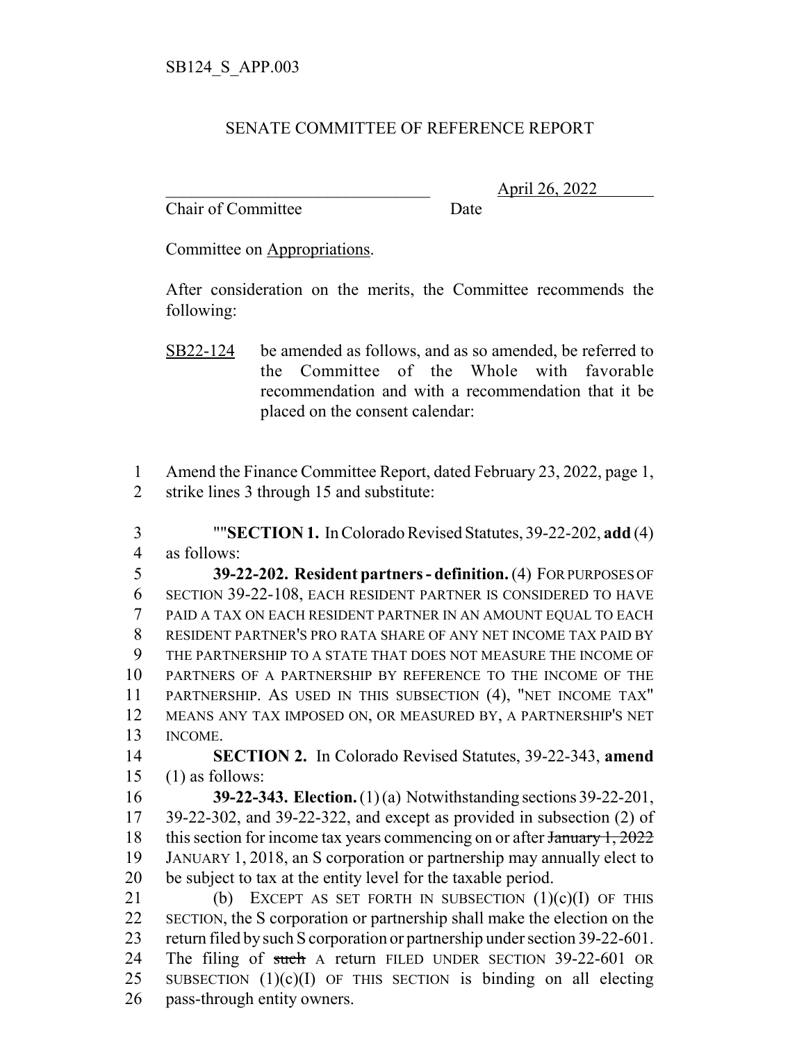SB124_S_APP.003

SENATE COMMITTEE OF REFERENCE REPORT

________________________________ April 26, 2022
Chair of Committee Date

Committee on Appropriations.

After consideration on the merits, the Committee recommends the following:

SB22-124 be amended as follows, and as so amended, be referred to the Committee of the Whole with favorable recommendation and with a recommendation that it be placed on the consent calendar:

1 Amend the Finance Committee Report, dated February 23, 2022, page 1,
2 strike lines 3 through 15 and substitute:

3 ""**SECTION 1.** In Colorado Revised Statutes, 39-22-202, **add** (4)
4 as follows:
5 **39-22-202. Resident partners - definition.** (4) FOR PURPOSES OF
6 SECTION 39-22-108, EACH RESIDENT PARTNER IS CONSIDERED TO HAVE
7 PAID A TAX ON EACH RESIDENT PARTNER IN AN AMOUNT EQUAL TO EACH
8 RESIDENT PARTNER'S PRO RATA SHARE OF ANY NET INCOME TAX PAID BY
9 THE PARTNERSHIP TO A STATE THAT DOES NOT MEASURE THE INCOME OF
10 PARTNERS OF A PARTNERSHIP BY REFERENCE TO THE INCOME OF THE
11 PARTNERSHIP. AS USED IN THIS SUBSECTION (4), "NET INCOME TAX"
12 MEANS ANY TAX IMPOSED ON, OR MEASURED BY, A PARTNERSHIP'S NET
13 INCOME.
14 **SECTION 2.** In Colorado Revised Statutes, 39-22-343, **amend**
15 (1) as follows:
16 **39-22-343. Election.** (1) (a) Notwithstanding sections 39-22-201,
17 39-22-302, and 39-22-322, and except as provided in subsection (2) of
18 this section for income tax years commencing on or after ~~January 1, 2022~~
19 JANUARY 1, 2018, an S corporation or partnership may annually elect to
20 be subject to tax at the entity level for the taxable period.
21 (b) EXCEPT AS SET FORTH IN SUBSECTION (1)(c)(I) OF THIS
22 SECTION, the S corporation or partnership shall make the election on the
23 return filed by such S corporation or partnership under section 39-22-601.
24 The filing of ~~such~~ A return FILED UNDER SECTION 39-22-601 OR
25 SUBSECTION (1)(c)(I) OF THIS SECTION is binding on all electing
26 pass-through entity owners.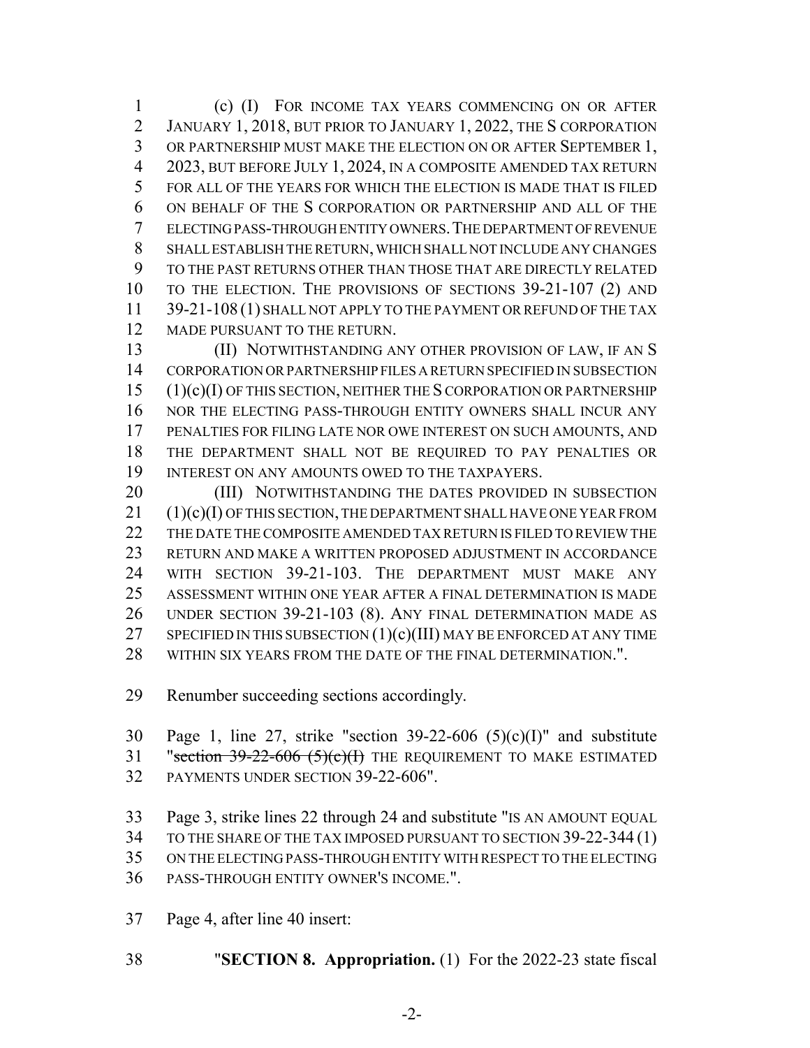(c) (I) FOR INCOME TAX YEARS COMMENCING ON OR AFTER JANUARY 1, 2018, BUT PRIOR TO JANUARY 1, 2022, THE S CORPORATION OR PARTNERSHIP MUST MAKE THE ELECTION ON OR AFTER SEPTEMBER 1, 2023, BUT BEFORE JULY 1, 2024, IN A COMPOSITE AMENDED TAX RETURN FOR ALL OF THE YEARS FOR WHICH THE ELECTION IS MADE THAT IS FILED ON BEHALF OF THE S CORPORATION OR PARTNERSHIP AND ALL OF THE ELECTING PASS-THROUGH ENTITY OWNERS. THE DEPARTMENT OF REVENUE SHALL ESTABLISH THE RETURN, WHICH SHALL NOT INCLUDE ANY CHANGES TO THE PAST RETURNS OTHER THAN THOSE THAT ARE DIRECTLY RELATED TO THE ELECTION. THE PROVISIONS OF SECTIONS 39-21-107 (2) AND 39-21-108 (1) SHALL NOT APPLY TO THE PAYMENT OR REFUND OF THE TAX MADE PURSUANT TO THE RETURN.

(II) NOTWITHSTANDING ANY OTHER PROVISION OF LAW, IF AN S CORPORATION OR PARTNERSHIP FILES A RETURN SPECIFIED IN SUBSECTION (1)(c)(I) OF THIS SECTION, NEITHER THE S CORPORATION OR PARTNERSHIP NOR THE ELECTING PASS-THROUGH ENTITY OWNERS SHALL INCUR ANY PENALTIES FOR FILING LATE NOR OWE INTEREST ON SUCH AMOUNTS, AND THE DEPARTMENT SHALL NOT BE REQUIRED TO PAY PENALTIES OR INTEREST ON ANY AMOUNTS OWED TO THE TAXPAYERS.

(III) NOTWITHSTANDING THE DATES PROVIDED IN SUBSECTION (1)(c)(I) OF THIS SECTION, THE DEPARTMENT SHALL HAVE ONE YEAR FROM THE DATE THE COMPOSITE AMENDED TAX RETURN IS FILED TO REVIEW THE RETURN AND MAKE A WRITTEN PROPOSED ADJUSTMENT IN ACCORDANCE WITH SECTION 39-21-103. THE DEPARTMENT MUST MAKE ANY ASSESSMENT WITHIN ONE YEAR AFTER A FINAL DETERMINATION IS MADE UNDER SECTION 39-21-103 (8). ANY FINAL DETERMINATION MADE AS SPECIFIED IN THIS SUBSECTION (1)(c)(III) MAY BE ENFORCED AT ANY TIME WITHIN SIX YEARS FROM THE DATE OF THE FINAL DETERMINATION.".

Renumber succeeding sections accordingly.

Page 1, line 27, strike "section 39-22-606 (5)(c)(I)" and substitute "~~section 39-22-606 (5)(c)(I)~~ THE REQUIREMENT TO MAKE ESTIMATED PAYMENTS UNDER SECTION 39-22-606".

Page 3, strike lines 22 through 24 and substitute "IS AN AMOUNT EQUAL TO THE SHARE OF THE TAX IMPOSED PURSUANT TO SECTION 39-22-344 (1) ON THE ELECTING PASS-THROUGH ENTITY WITH RESPECT TO THE ELECTING PASS-THROUGH ENTITY OWNER'S INCOME.".

Page 4, after line 40 insert:

"**SECTION 8. Appropriation.** (1) For the 2022-23 state fiscal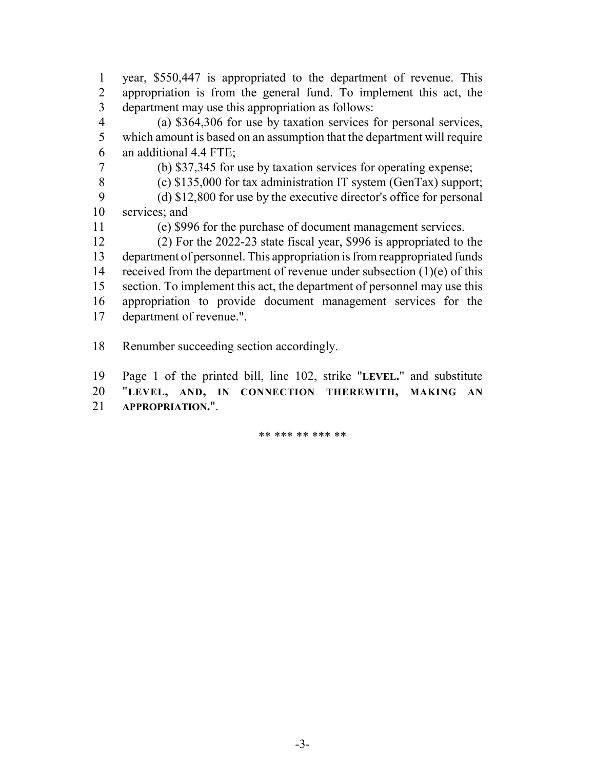year, $550,447 is appropriated to the department of revenue. This appropriation is from the general fund. To implement this act, the department may use this appropriation as follows:

(a) $364,306 for use by taxation services for personal services, which amount is based on an assumption that the department will require an additional 4.4 FTE;

(b) $37,345 for use by taxation services for operating expense;

(c) $135,000 for tax administration IT system (GenTax) support;

(d) $12,800 for use by the executive director's office for personal services; and

(e) $996 for the purchase of document management services.

(2) For the 2022-23 state fiscal year, $996 is appropriated to the department of personnel. This appropriation is from reappropriated funds received from the department of revenue under subsection (1)(e) of this section. To implement this act, the department of personnel may use this appropriation to provide document management services for the department of revenue.".

Renumber succeeding section accordingly.

Page 1 of the printed bill, line 102, strike "**LEVEL.**" and substitute "**LEVEL, AND, IN CONNECTION THEREWITH, MAKING AN APPROPRIATION.**".

** *** ** *** **